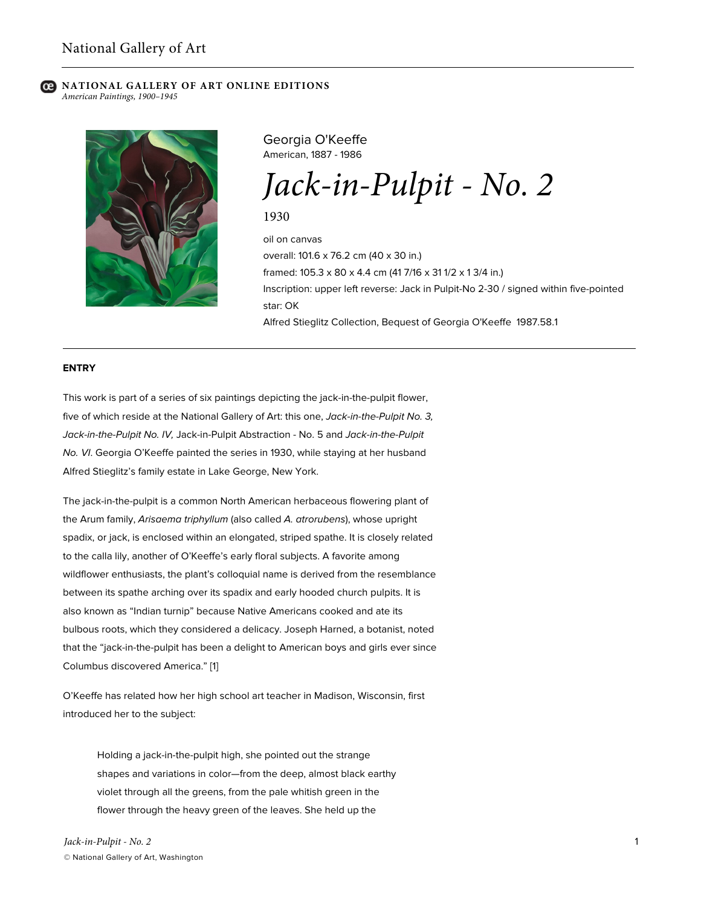National Gallery of Art

**NATIONAL GALLERY OF ART ONLINE EDITIONS**
*American Paintings, 1900–1945*

Georgia O'Keeffe
American, 1887 - 1986

# *Jack-in-Pulpit - No. 2*

1930

oil on canvas
overall: 101.6 x 76.2 cm (40 x 30 in.)
framed: 105.3 x 80 x 4.4 cm (41 7/16 x 31 1/2 x 1 3/4 in.)
Inscription: upper left reverse: Jack in Pulpit-No 2-30 / signed within five-pointed star: OK
Alfred Stieglitz Collection, Bequest of Georgia O'Keeffe 1987.58.1

## ENTRY

This work is part of a series of six paintings depicting the jack-in-the-pulpit flower, five of which reside at the National Gallery of Art: this one, *Jack-in-the-Pulpit No. 3, Jack-in-the-Pulpit No. IV,* Jack-in-Pulpit Abstraction - No. 5 and *Jack-in-the-Pulpit No. VI*. Georgia O'Keeffe painted the series in 1930, while staying at her husband Alfred Stieglitz's family estate in Lake George, New York.

The jack-in-the-pulpit is a common North American herbaceous flowering plant of the Arum family, *Arisaema triphyllum* (also called *A. atrorubens*), whose upright spadix, or jack, is enclosed within an elongated, striped spathe. It is closely related to the calla lily, another of O'Keeffe's early floral subjects. A favorite among wildflower enthusiasts, the plant's colloquial name is derived from the resemblance between its spathe arching over its spadix and early hooded church pulpits. It is also known as "Indian turnip" because Native Americans cooked and ate its bulbous roots, which they considered a delicacy. Joseph Harned, a botanist, noted that the "jack-in-the-pulpit has been a delight to American boys and girls ever since Columbus discovered America." [1]

O'Keeffe has related how her high school art teacher in Madison, Wisconsin, first introduced her to the subject:

> Holding a jack-in-the-pulpit high, she pointed out the strange shapes and variations in color—from the deep, almost black earthy violet through all the greens, from the pale whitish green in the flower through the heavy green of the leaves. She held up the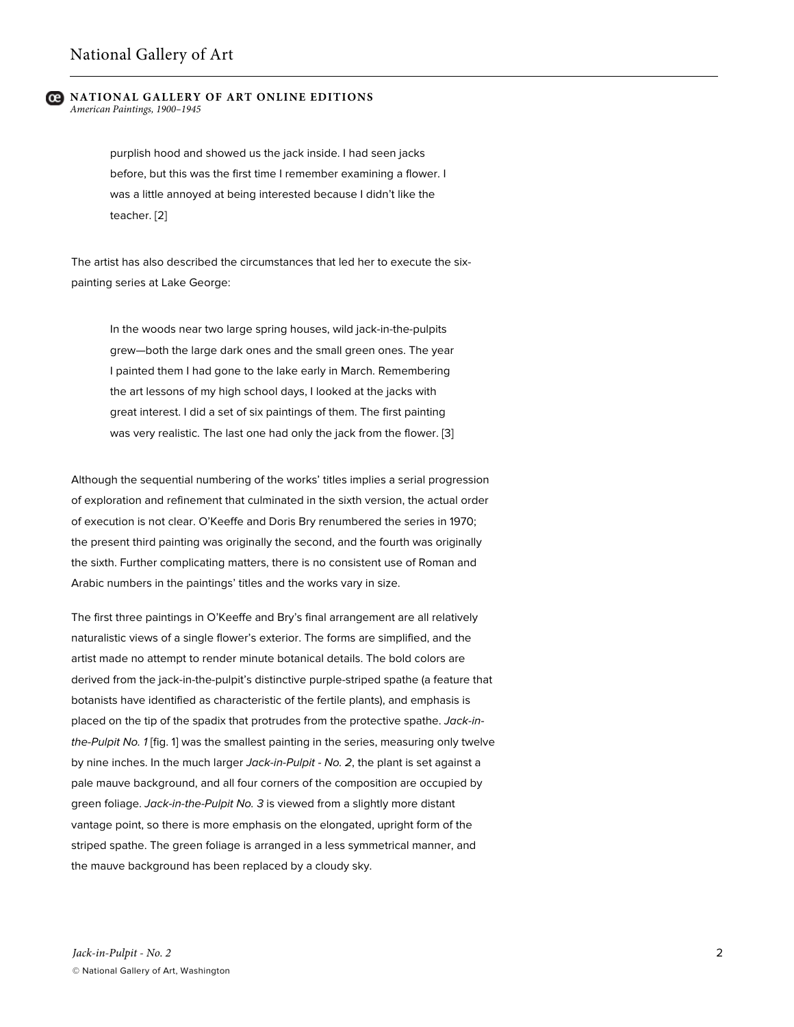> purplish hood and showed us the jack inside. I had seen jacks before, but this was the first time I remember examining a flower. I was a little annoyed at being interested because I didn't like the teacher. [2]

The artist has also described the circumstances that led her to execute the six-painting series at Lake George:

> In the woods near two large spring houses, wild jack-in-the-pulpits grew—both the large dark ones and the small green ones. The year I painted them I had gone to the lake early in March. Remembering the art lessons of my high school days, I looked at the jacks with great interest. I did a set of six paintings of them. The first painting was very realistic. The last one had only the jack from the flower. [3]

Although the sequential numbering of the works' titles implies a serial progression of exploration and refinement that culminated in the sixth version, the actual order of execution is not clear. O'Keeffe and Doris Bry renumbered the series in 1970; the present third painting was originally the second, and the fourth was originally the sixth. Further complicating matters, there is no consistent use of Roman and Arabic numbers in the paintings' titles and the works vary in size.

The first three paintings in O'Keeffe and Bry's final arrangement are all relatively naturalistic views of a single flower's exterior. The forms are simplified, and the artist made no attempt to render minute botanical details. The bold colors are derived from the jack-in-the-pulpit's distinctive purple-striped spathe (a feature that botanists have identified as characteristic of the fertile plants), and emphasis is placed on the tip of the spadix that protrudes from the protective spathe. *Jack-in-the-Pulpit No. 1* [fig. 1] was the smallest painting in the series, measuring only twelve by nine inches. In the much larger *Jack-in-Pulpit - No. 2*, the plant is set against a pale mauve background, and all four corners of the composition are occupied by green foliage. *Jack-in-the-Pulpit No. 3* is viewed from a slightly more distant vantage point, so there is more emphasis on the elongated, upright form of the striped spathe. The green foliage is arranged in a less symmetrical manner, and the mauve background has been replaced by a cloudy sky.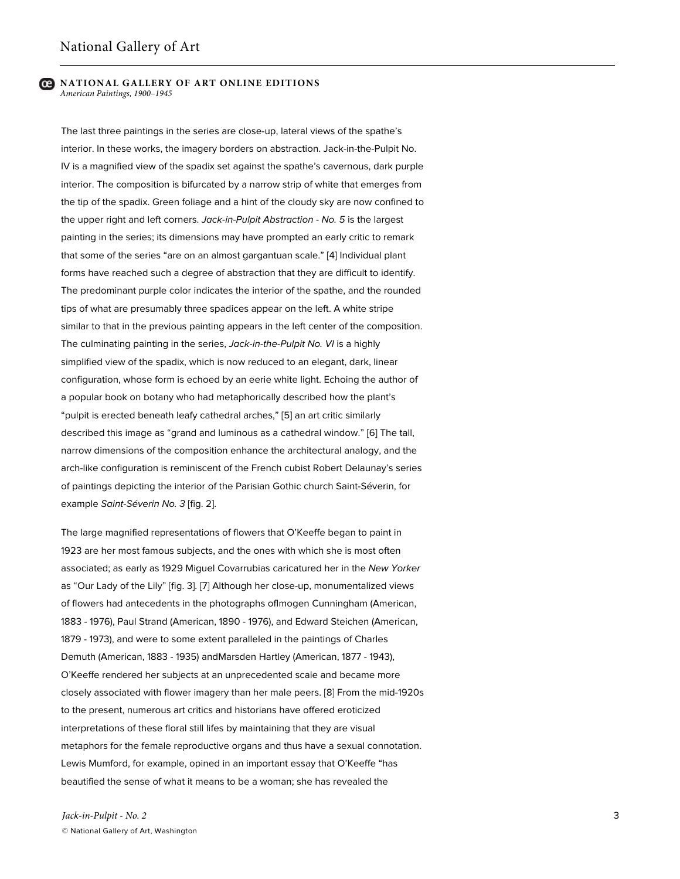The last three paintings in the series are close-up, lateral views of the spathe's interior. In these works, the imagery borders on abstraction. Jack-in-the-Pulpit No. IV is a magnified view of the spadix set against the spathe's cavernous, dark purple interior. The composition is bifurcated by a narrow strip of white that emerges from the tip of the spadix. Green foliage and a hint of the cloudy sky are now confined to the upper right and left corners. *Jack-in-Pulpit Abstraction - No. 5* is the largest painting in the series; its dimensions may have prompted an early critic to remark that some of the series "are on an almost gargantuan scale." [4] Individual plant forms have reached such a degree of abstraction that they are difficult to identify. The predominant purple color indicates the interior of the spathe, and the rounded tips of what are presumably three spadices appear on the left. A white stripe similar to that in the previous painting appears in the left center of the composition. The culminating painting in the series, *Jack-in-the-Pulpit No. VI* is a highly simplified view of the spadix, which is now reduced to an elegant, dark, linear configuration, whose form is echoed by an eerie white light. Echoing the author of a popular book on botany who had metaphorically described how the plant's "pulpit is erected beneath leafy cathedral arches," [5] an art critic similarly described this image as "grand and luminous as a cathedral window." [6] The tall, narrow dimensions of the composition enhance the architectural analogy, and the arch-like configuration is reminiscent of the French cubist Robert Delaunay's series of paintings depicting the interior of the Parisian Gothic church Saint-Séverin, for example *Saint-Séverin No. 3* [fig. 2].

The large magnified representations of flowers that O'Keeffe began to paint in 1923 are her most famous subjects, and the ones with which she is most often associated; as early as 1929 Miguel Covarrubias caricatured her in the *New Yorker* as "Our Lady of the Lily" [fig. 3]. [7] Although her close-up, monumentalized views of flowers had antecedents in the photographs ofImogen Cunningham (American, 1883 - 1976), Paul Strand (American, 1890 - 1976), and Edward Steichen (American, 1879 - 1973), and were to some extent paralleled in the paintings of Charles Demuth (American, 1883 - 1935) andMarsden Hartley (American, 1877 - 1943), O'Keeffe rendered her subjects at an unprecedented scale and became more closely associated with flower imagery than her male peers. [8] From the mid-1920s to the present, numerous art critics and historians have offered eroticized interpretations of these floral still lifes by maintaining that they are visual metaphors for the female reproductive organs and thus have a sexual connotation. Lewis Mumford, for example, opined in an important essay that O'Keeffe "has beautified the sense of what it means to be a woman; she has revealed the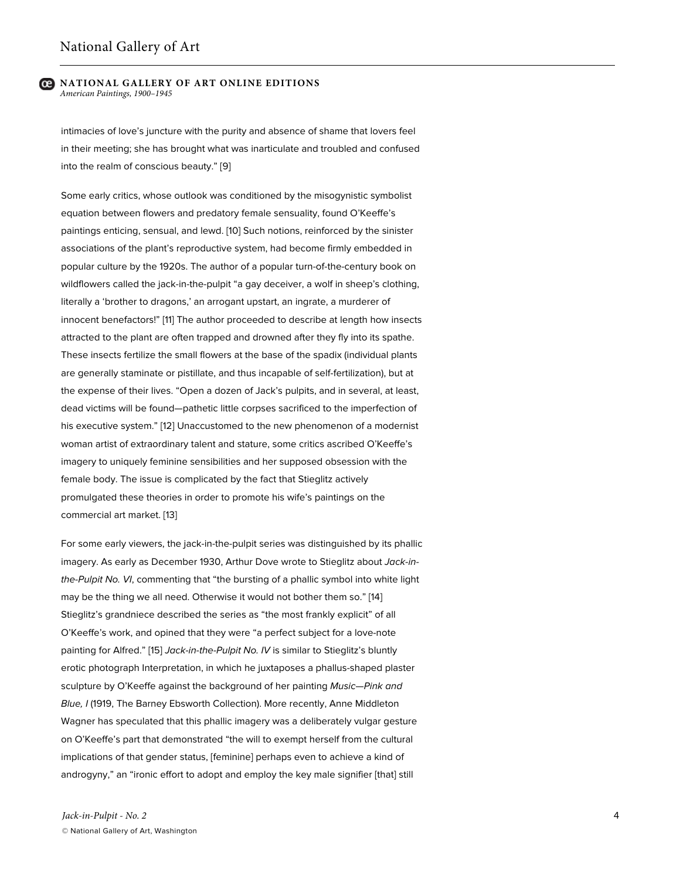intimacies of love's juncture with the purity and absence of shame that lovers feel in their meeting; she has brought what was inarticulate and troubled and confused into the realm of conscious beauty." [9]

Some early critics, whose outlook was conditioned by the misogynistic symbolist equation between flowers and predatory female sensuality, found O'Keeffe's paintings enticing, sensual, and lewd. [10] Such notions, reinforced by the sinister associations of the plant's reproductive system, had become firmly embedded in popular culture by the 1920s. The author of a popular turn-of-the-century book on wildflowers called the jack-in-the-pulpit "a gay deceiver, a wolf in sheep's clothing, literally a 'brother to dragons,' an arrogant upstart, an ingrate, a murderer of innocent benefactors!" [11] The author proceeded to describe at length how insects attracted to the plant are often trapped and drowned after they fly into its spathe. These insects fertilize the small flowers at the base of the spadix (individual plants are generally staminate or pistillate, and thus incapable of self-fertilization), but at the expense of their lives. "Open a dozen of Jack's pulpits, and in several, at least, dead victims will be found—pathetic little corpses sacrificed to the imperfection of his executive system." [12] Unaccustomed to the new phenomenon of a modernist woman artist of extraordinary talent and stature, some critics ascribed O'Keeffe's imagery to uniquely feminine sensibilities and her supposed obsession with the female body. The issue is complicated by the fact that Stieglitz actively promulgated these theories in order to promote his wife's paintings on the commercial art market. [13]

For some early viewers, the jack-in-the-pulpit series was distinguished by its phallic imagery. As early as December 1930, Arthur Dove wrote to Stieglitz about *Jack-in-the-Pulpit No. VI*, commenting that "the bursting of a phallic symbol into white light may be the thing we all need. Otherwise it would not bother them so." [14] Stieglitz's grandniece described the series as "the most frankly explicit" of all O'Keeffe's work, and opined that they were "a perfect subject for a love-note painting for Alfred." [15] *Jack-in-the-Pulpit No. IV* is similar to Stieglitz's bluntly erotic photograph Interpretation, in which he juxtaposes a phallus-shaped plaster sculpture by O'Keeffe against the background of her painting *Music—Pink and Blue, I* (1919, The Barney Ebsworth Collection). More recently, Anne Middleton Wagner has speculated that this phallic imagery was a deliberately vulgar gesture on O'Keeffe's part that demonstrated "the will to exempt herself from the cultural implications of that gender status, [feminine] perhaps even to achieve a kind of androgyny," an "ironic effort to adopt and employ the key male signifier [that] still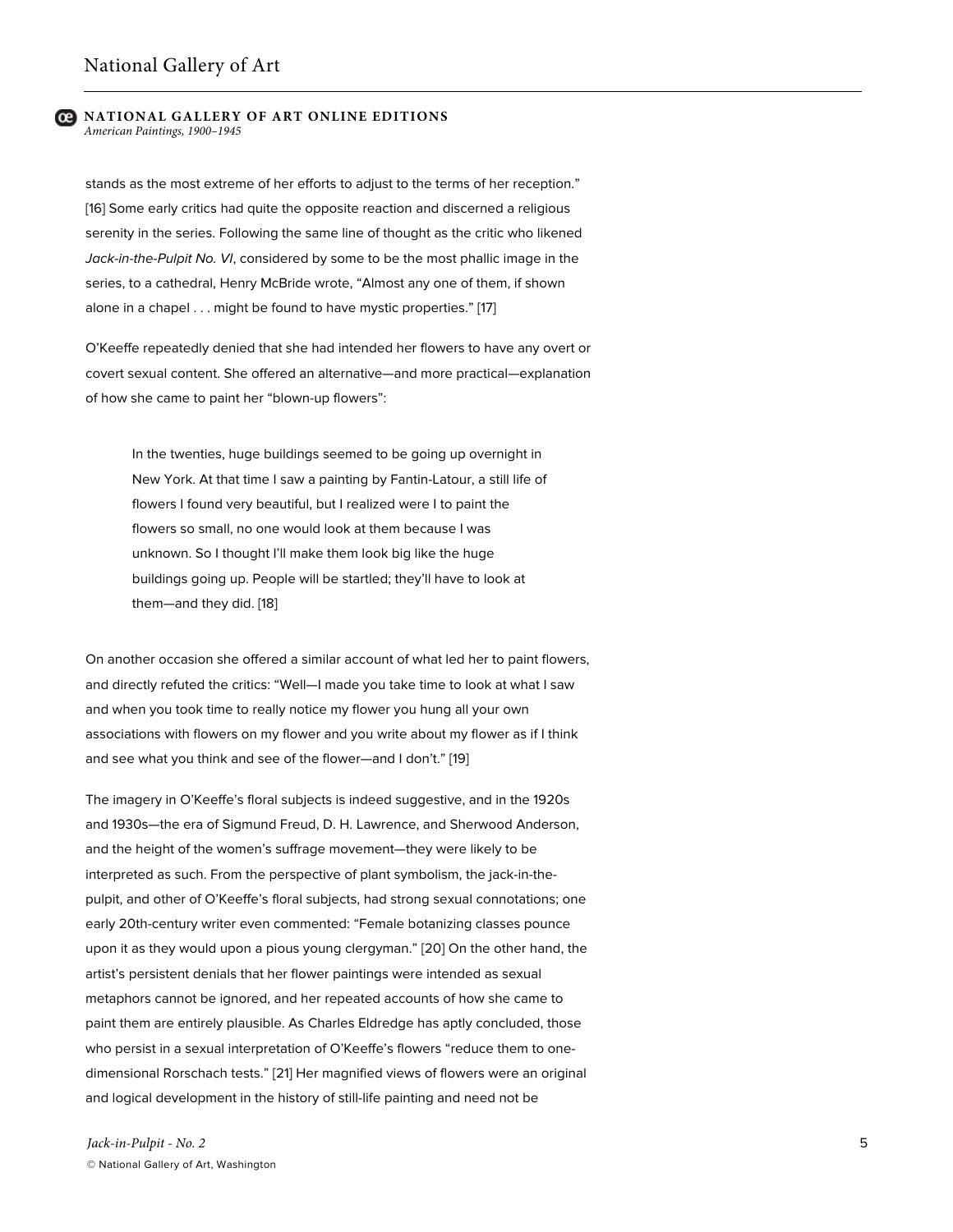stands as the most extreme of her efforts to adjust to the terms of her reception." [16] Some early critics had quite the opposite reaction and discerned a religious serenity in the series. Following the same line of thought as the critic who likened *Jack-in-the-Pulpit No. VI*, considered by some to be the most phallic image in the series, to a cathedral, Henry McBride wrote, "Almost any one of them, if shown alone in a chapel . . . might be found to have mystic properties." [17]

O'Keeffe repeatedly denied that she had intended her flowers to have any overt or covert sexual content. She offered an alternative—and more practical—explanation of how she came to paint her "blown-up flowers":

> In the twenties, huge buildings seemed to be going up overnight in New York. At that time I saw a painting by Fantin-Latour, a still life of flowers I found very beautiful, but I realized were I to paint the flowers so small, no one would look at them because I was unknown. So I thought I'll make them look big like the huge buildings going up. People will be startled; they'll have to look at them—and they did. [18]

On another occasion she offered a similar account of what led her to paint flowers, and directly refuted the critics: "Well—I made you take time to look at what I saw and when you took time to really notice my flower you hung all your own associations with flowers on my flower and you write about my flower as if I think and see what you think and see of the flower—and I don't." [19]

The imagery in O'Keeffe's floral subjects is indeed suggestive, and in the 1920s and 1930s—the era of Sigmund Freud, D. H. Lawrence, and Sherwood Anderson, and the height of the women's suffrage movement—they were likely to be interpreted as such. From the perspective of plant symbolism, the jack-in-the-pulpit, and other of O'Keeffe's floral subjects, had strong sexual connotations; one early 20th-century writer even commented: "Female botanizing classes pounce upon it as they would upon a pious young clergyman." [20] On the other hand, the artist's persistent denials that her flower paintings were intended as sexual metaphors cannot be ignored, and her repeated accounts of how she came to paint them are entirely plausible. As Charles Eldredge has aptly concluded, those who persist in a sexual interpretation of O'Keeffe's flowers "reduce them to one-dimensional Rorschach tests." [21] Her magnified views of flowers were an original and logical development in the history of still-life painting and need not be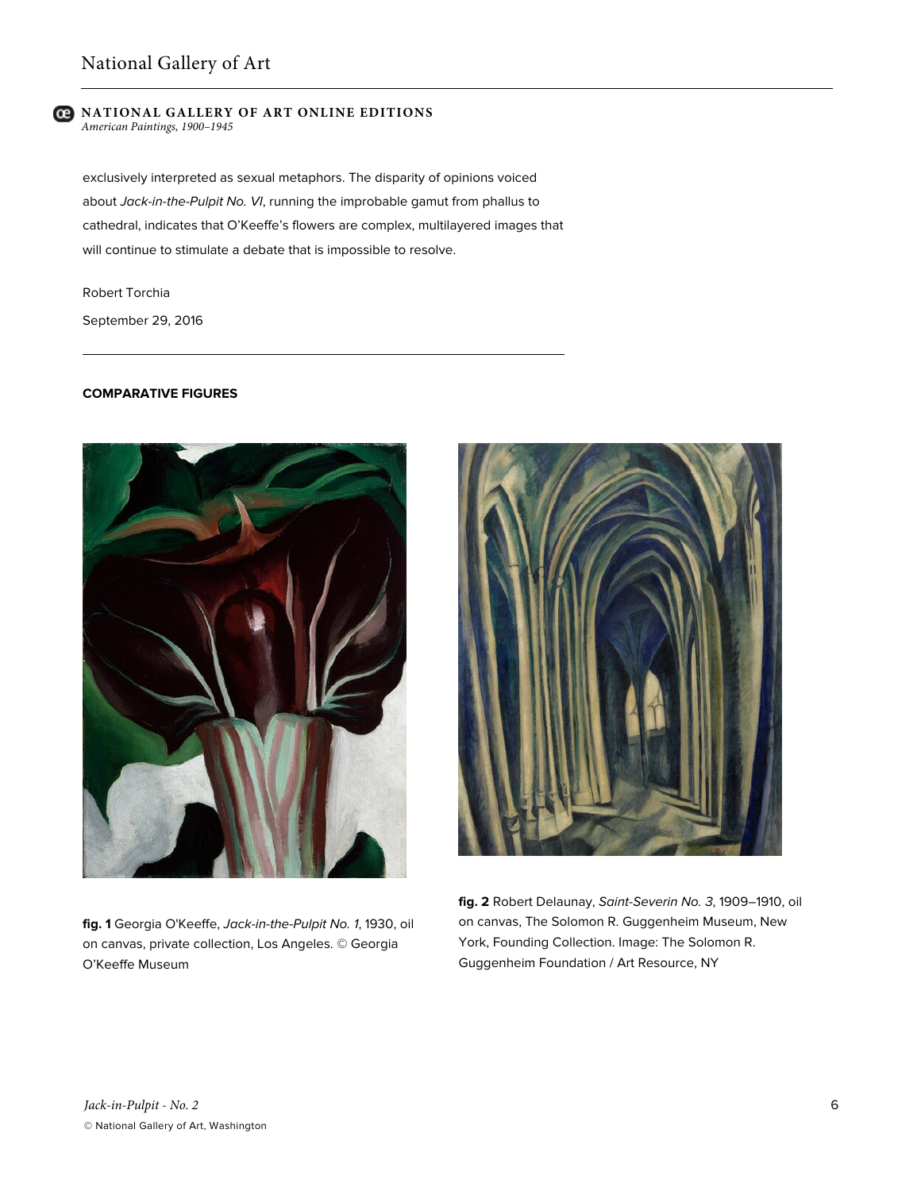exclusively interpreted as sexual metaphors. The disparity of opinions voiced about *Jack-in-the-Pulpit No. VI*, running the improbable gamut from phallus to cathedral, indicates that O'Keeffe's flowers are complex, multilayered images that will continue to stimulate a debate that is impossible to resolve.

Robert Torchia

September 29, 2016

---

**COMPARATIVE FIGURES**

**fig. 1** Georgia O'Keeffe, *Jack-in-the-Pulpit No. 1*, 1930, oil on canvas, private collection, Los Angeles. © Georgia O'Keeffe Museum

**fig. 2** Robert Delaunay, *Saint-Severin No. 3*, 1909–1910, oil on canvas, The Solomon R. Guggenheim Museum, New York, Founding Collection. Image: The Solomon R. Guggenheim Foundation / Art Resource, NY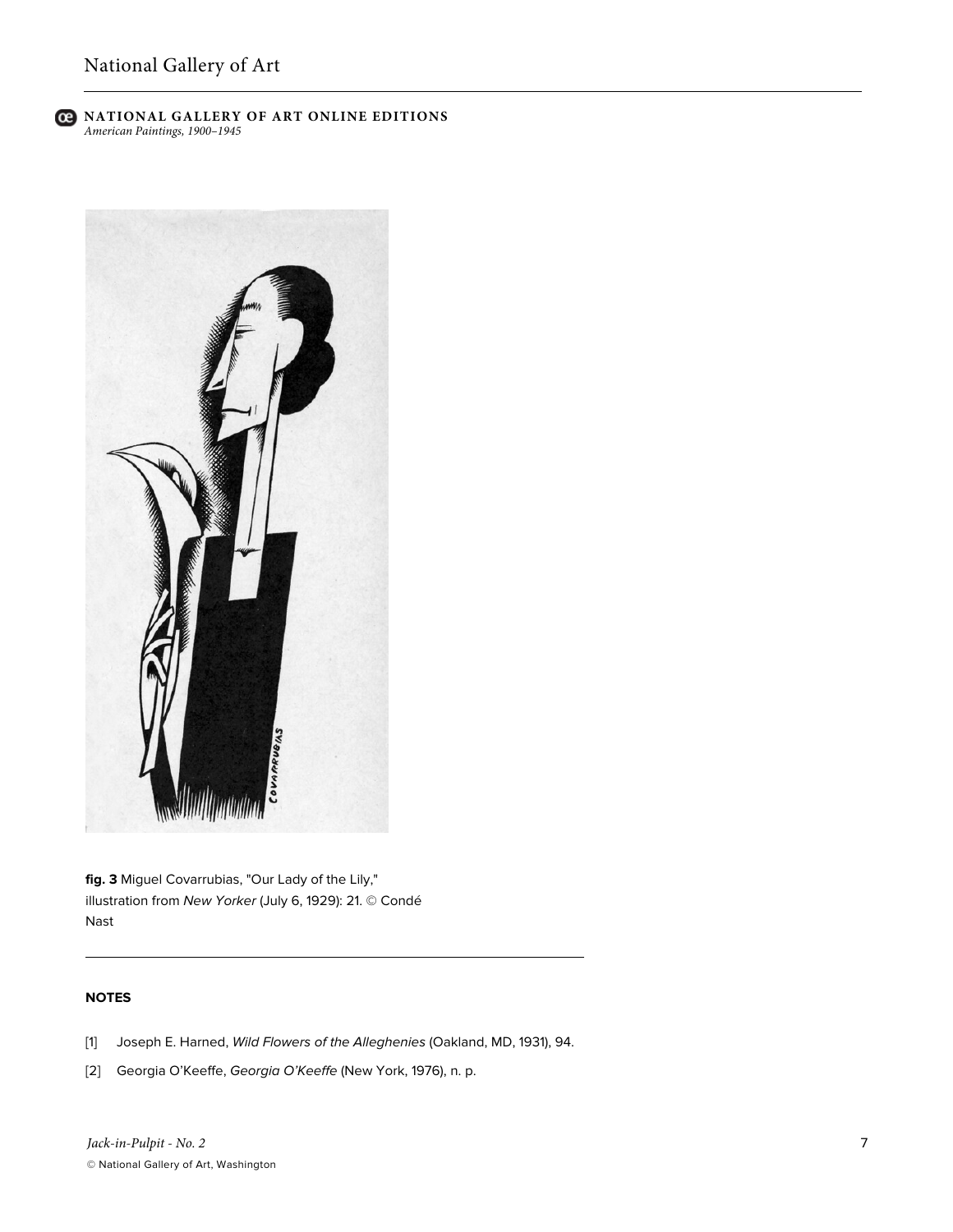**fig. 3** Miguel Covarrubias, "Our Lady of the Lily," illustration from *New Yorker* (July 6, 1929): 21. © Condé Nast

---

**NOTES**

[1] Joseph E. Harned, *Wild Flowers of the Alleghenies* (Oakland, MD, 1931), 94.

[2] Georgia O'Keeffe, *Georgia O'Keeffe* (New York, 1976), n. p.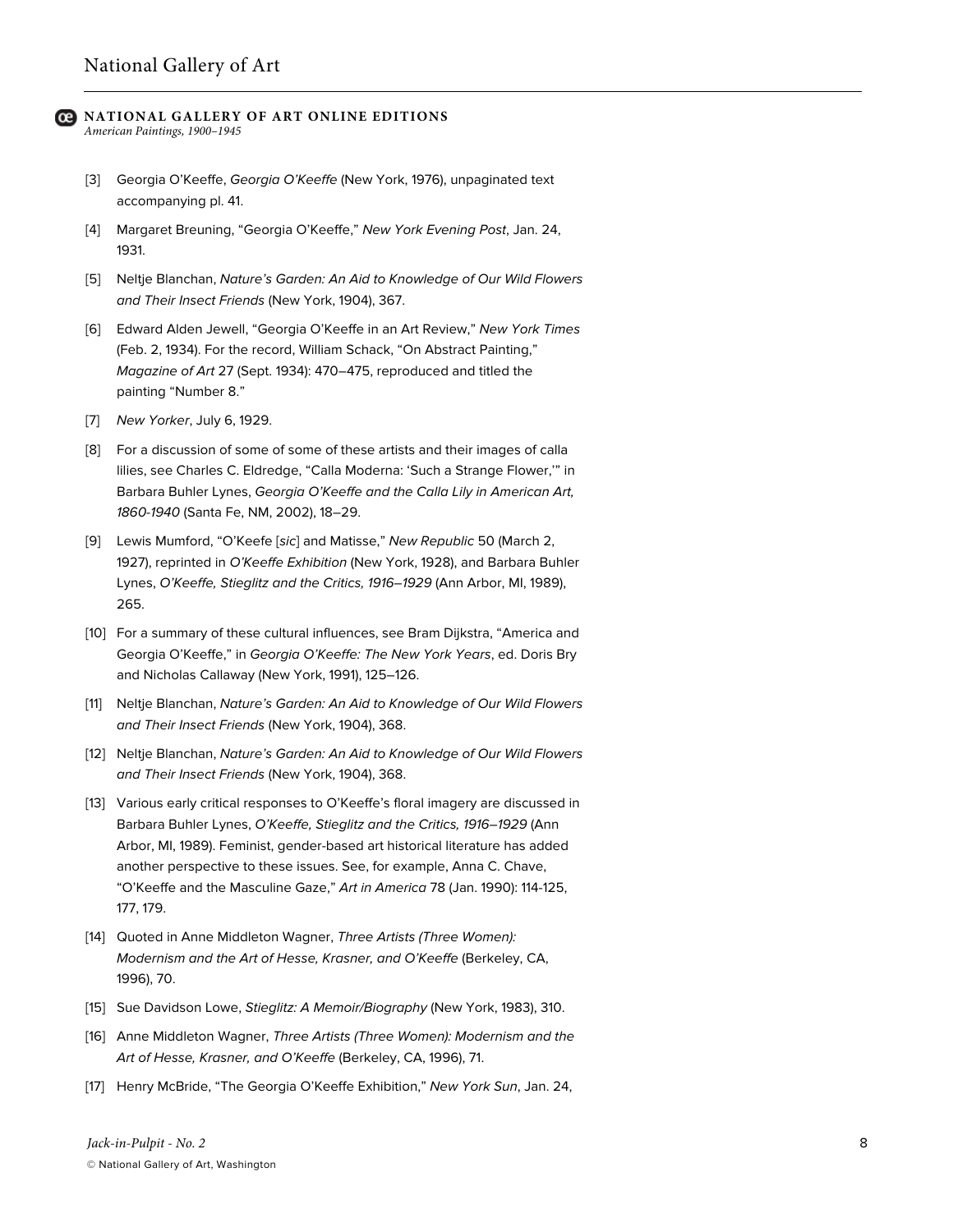[3] Georgia O'Keeffe, *Georgia O'Keeffe* (New York, 1976), unpaginated text accompanying pl. 41.

[4] Margaret Breuning, "Georgia O'Keeffe," *New York Evening Post*, Jan. 24, 1931.

[5] Neltje Blanchan, *Nature's Garden: An Aid to Knowledge of Our Wild Flowers and Their Insect Friends* (New York, 1904), 367.

[6] Edward Alden Jewell, "Georgia O'Keeffe in an Art Review," *New York Times* (Feb. 2, 1934). For the record, William Schack, "On Abstract Painting," *Magazine of Art* 27 (Sept. 1934): 470–475, reproduced and titled the painting "Number 8."

[7] *New Yorker*, July 6, 1929.

[8] For a discussion of some of some of these artists and their images of calla lilies, see Charles C. Eldredge, "Calla Moderna: 'Such a Strange Flower,'" in Barbara Buhler Lynes, *Georgia O'Keeffe and the Calla Lily in American Art, 1860-1940* (Santa Fe, NM, 2002), 18–29.

[9] Lewis Mumford, "O'Keefe [*sic*] and Matisse," *New Republic* 50 (March 2, 1927), reprinted in *O'Keeffe Exhibition* (New York, 1928), and Barbara Buhler Lynes, *O'Keeffe, Stieglitz and the Critics, 1916–1929* (Ann Arbor, MI, 1989), 265.

[10] For a summary of these cultural influences, see Bram Dijkstra, "America and Georgia O'Keeffe," in *Georgia O'Keeffe: The New York Years*, ed. Doris Bry and Nicholas Callaway (New York, 1991), 125–126.

[11] Neltje Blanchan, *Nature's Garden: An Aid to Knowledge of Our Wild Flowers and Their Insect Friends* (New York, 1904), 368.

[12] Neltje Blanchan, *Nature's Garden: An Aid to Knowledge of Our Wild Flowers and Their Insect Friends* (New York, 1904), 368.

[13] Various early critical responses to O'Keeffe's floral imagery are discussed in Barbara Buhler Lynes, *O'Keeffe, Stieglitz and the Critics, 1916–1929* (Ann Arbor, MI, 1989). Feminist, gender-based art historical literature has added another perspective to these issues. See, for example, Anna C. Chave, "O'Keeffe and the Masculine Gaze," *Art in America* 78 (Jan. 1990): 114-125, 177, 179.

[14] Quoted in Anne Middleton Wagner, *Three Artists (Three Women): Modernism and the Art of Hesse, Krasner, and O'Keeffe* (Berkeley, CA, 1996), 70.

[15] Sue Davidson Lowe, *Stieglitz: A Memoir/Biography* (New York, 1983), 310.

[16] Anne Middleton Wagner, *Three Artists (Three Women): Modernism and the Art of Hesse, Krasner, and O'Keeffe* (Berkeley, CA, 1996), 71.

[17] Henry McBride, "The Georgia O'Keeffe Exhibition," *New York Sun*, Jan. 24,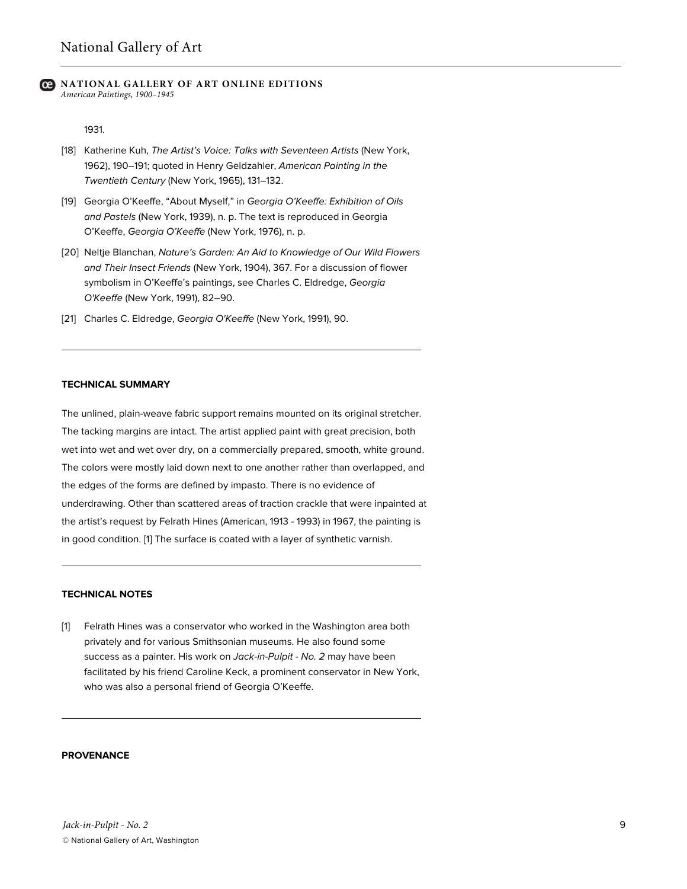1931.

[18] Katherine Kuh, *The Artist's Voice: Talks with Seventeen Artists* (New York, 1962), 190–191; quoted in Henry Geldzahler, *American Painting in the Twentieth Century* (New York, 1965), 131–132.

[19] Georgia O'Keeffe, "About Myself," in *Georgia O'Keeffe: Exhibition of Oils and Pastels* (New York, 1939), n. p. The text is reproduced in Georgia O'Keeffe, *Georgia O'Keeffe* (New York, 1976), n. p.

[20] Neltje Blanchan, *Nature's Garden: An Aid to Knowledge of Our Wild Flowers and Their Insect Friends* (New York, 1904), 367. For a discussion of flower symbolism in O'Keeffe's paintings, see Charles C. Eldredge, *Georgia O'Keeffe* (New York, 1991), 82–90.

[21] Charles C. Eldredge, *Georgia O'Keeffe* (New York, 1991), 90.

---

**TECHNICAL SUMMARY**

The unlined, plain-weave fabric support remains mounted on its original stretcher. The tacking margins are intact. The artist applied paint with great precision, both wet into wet and wet over dry, on a commercially prepared, smooth, white ground. The colors were mostly laid down next to one another rather than overlapped, and the edges of the forms are defined by impasto. There is no evidence of underdrawing. Other than scattered areas of traction crackle that were inpainted at the artist's request by Felrath Hines (American, 1913 - 1993) in 1967, the painting is in good condition. [1] The surface is coated with a layer of synthetic varnish.

---

**TECHNICAL NOTES**

[1] Felrath Hines was a conservator who worked in the Washington area both privately and for various Smithsonian museums. He also found some success as a painter. His work on *Jack-in-Pulpit - No. 2* may have been facilitated by his friend Caroline Keck, a prominent conservator in New York, who was also a personal friend of Georgia O'Keeffe.

---

**PROVENANCE**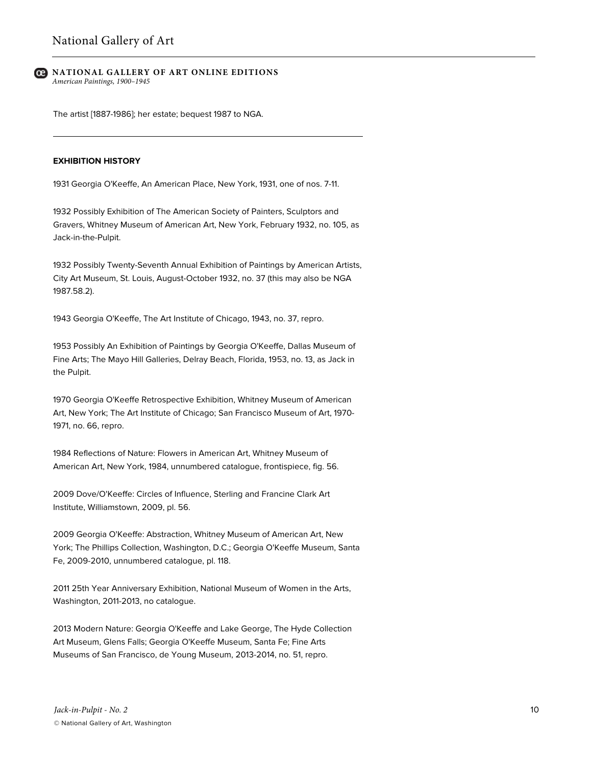The artist [1887-1986]; her estate; bequest 1987 to NGA.

---

**EXHIBITION HISTORY**

1931 Georgia O'Keeffe, An American Place, New York, 1931, one of nos. 7-11.

1932 Possibly Exhibition of The American Society of Painters, Sculptors and Gravers, Whitney Museum of American Art, New York, February 1932, no. 105, as Jack-in-the-Pulpit.

1932 Possibly Twenty-Seventh Annual Exhibition of Paintings by American Artists, City Art Museum, St. Louis, August-October 1932, no. 37 (this may also be NGA 1987.58.2).

1943 Georgia O'Keeffe, The Art Institute of Chicago, 1943, no. 37, repro.

1953 Possibly An Exhibition of Paintings by Georgia O'Keeffe, Dallas Museum of Fine Arts; The Mayo Hill Galleries, Delray Beach, Florida, 1953, no. 13, as Jack in the Pulpit.

1970 Georgia O'Keeffe Retrospective Exhibition, Whitney Museum of American Art, New York; The Art Institute of Chicago; San Francisco Museum of Art, 1970-1971, no. 66, repro.

1984 Reflections of Nature: Flowers in American Art, Whitney Museum of American Art, New York, 1984, unnumbered catalogue, frontispiece, fig. 56.

2009 Dove/O'Keeffe: Circles of Influence, Sterling and Francine Clark Art Institute, Williamstown, 2009, pl. 56.

2009 Georgia O'Keeffe: Abstraction, Whitney Museum of American Art, New York; The Phillips Collection, Washington, D.C.; Georgia O'Keeffe Museum, Santa Fe, 2009-2010, unnumbered catalogue, pl. 118.

2011 25th Year Anniversary Exhibition, National Museum of Women in the Arts, Washington, 2011-2013, no catalogue.

2013 Modern Nature: Georgia O'Keeffe and Lake George, The Hyde Collection Art Museum, Glens Falls; Georgia O'Keeffe Museum, Santa Fe; Fine Arts Museums of San Francisco, de Young Museum, 2013-2014, no. 51, repro.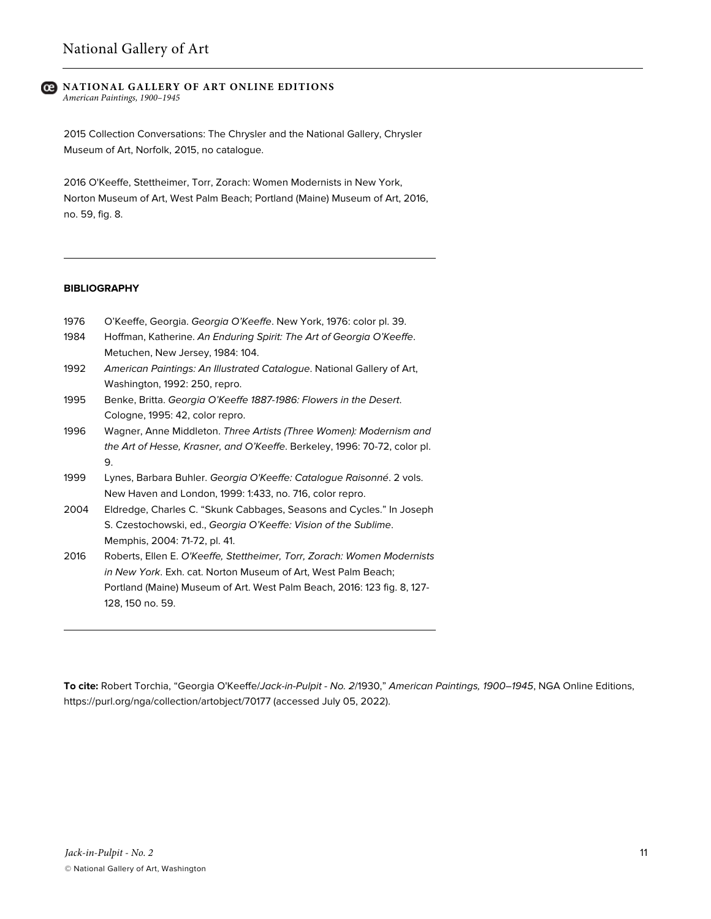2015 Collection Conversations: The Chrysler and the National Gallery, Chrysler Museum of Art, Norfolk, 2015, no catalogue.

2016 O'Keeffe, Stettheimer, Torr, Zorach: Women Modernists in New York, Norton Museum of Art, West Palm Beach; Portland (Maine) Museum of Art, 2016, no. 59, fig. 8.

---

**BIBLIOGRAPHY**

1976 O'Keeffe, Georgia. *Georgia O'Keeffe*. New York, 1976: color pl. 39.

1984 Hoffman, Katherine. *An Enduring Spirit: The Art of Georgia O'Keeffe*. Metuchen, New Jersey, 1984: 104.

1992 *American Paintings: An Illustrated Catalogue*. National Gallery of Art, Washington, 1992: 250, repro.

1995 Benke, Britta. *Georgia O'Keeffe 1887-1986: Flowers in the Desert*. Cologne, 1995: 42, color repro.

1996 Wagner, Anne Middleton. *Three Artists (Three Women): Modernism and the Art of Hesse, Krasner, and O'Keeffe*. Berkeley, 1996: 70-72, color pl. 9.

1999 Lynes, Barbara Buhler. *Georgia O'Keeffe: Catalogue Raisonné*. 2 vols. New Haven and London, 1999: 1:433, no. 716, color repro.

2004 Eldredge, Charles C. "Skunk Cabbages, Seasons and Cycles." In Joseph S. Czestochowski, ed., *Georgia O'Keeffe: Vision of the Sublime*. Memphis, 2004: 71-72, pl. 41.

2016 Roberts, Ellen E. *O'Keeffe, Stettheimer, Torr, Zorach: Women Modernists in New York*. Exh. cat. Norton Museum of Art, West Palm Beach; Portland (Maine) Museum of Art. West Palm Beach, 2016: 123 fig. 8, 127-128, 150 no. 59.

---

**To cite:** Robert Torchia, "Georgia O'Keeffe/*Jack-in-Pulpit - No. 2*/1930," *American Paintings, 1900–1945*, NGA Online Editions, https://purl.org/nga/collection/artobject/70177 (accessed July 05, 2022).